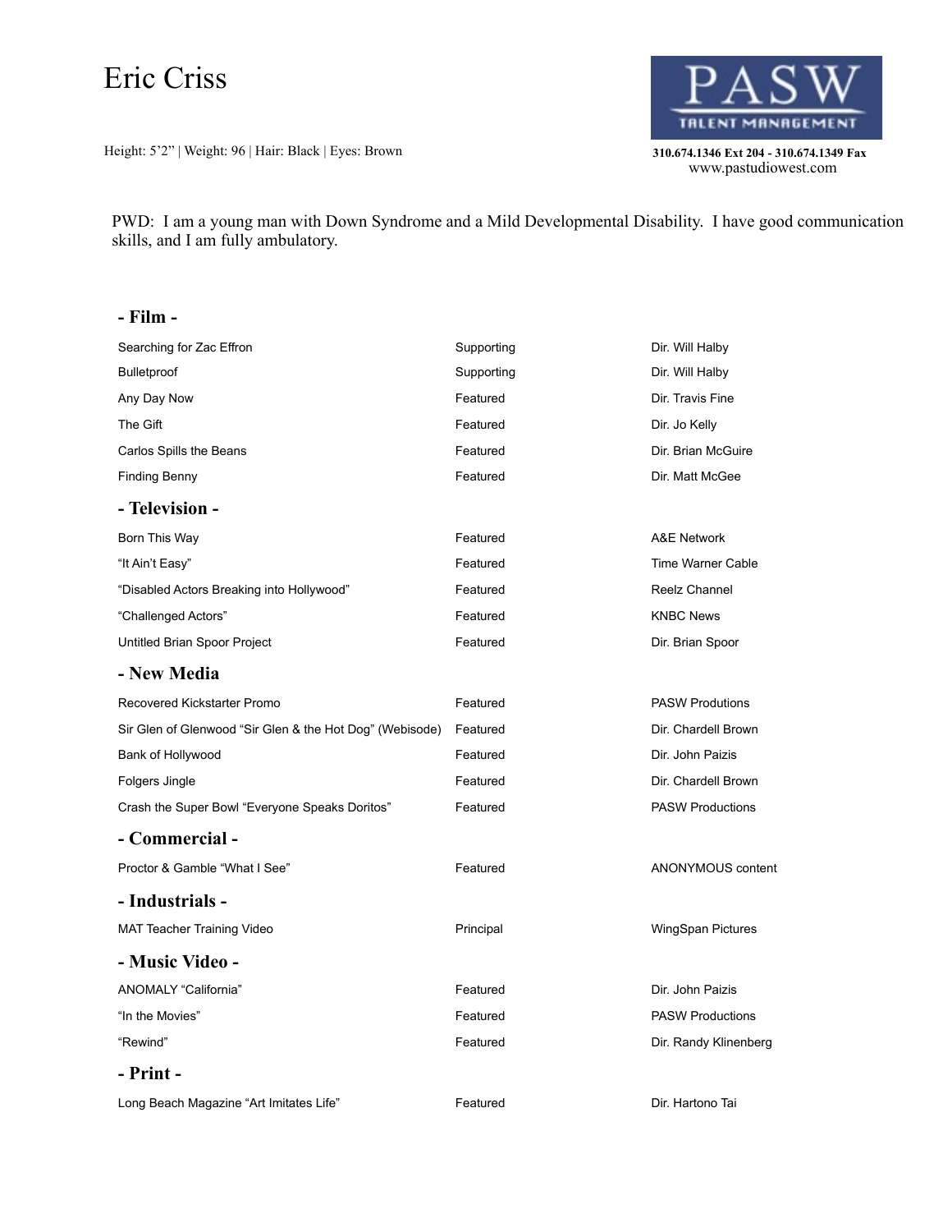# Eric Criss

Height: 5'2" | Weight: 96 | Hair: Black | Eyes: Brown

**PASW TALENT MANAGEMENT**

**310.674.1346 Ext 204 - 310.674.1349 Fax**
www.pastudiowest.com

PWD: I am a young man with Down Syndrome and a Mild Developmental Disability. I have good communication skills, and I am fully ambulatory.

## - Film -

| | | |
|---|---|---|
| Searching for Zac Effron | Supporting | Dir. Will Halby |
| Bulletproof | Supporting | Dir. Will Halby |
| Any Day Now | Featured | Dir. Travis Fine |
| The Gift | Featured | Dir. Jo Kelly |
| Carlos Spills the Beans | Featured | Dir. Brian McGuire |
| Finding Benny | Featured | Dir. Matt McGee |

## - Television -

| | | |
|---|---|---|
| Born This Way | Featured | A&E Network |
| "It Ain't Easy" | Featured | Time Warner Cable |
| "Disabled Actors Breaking into Hollywood" | Featured | Reelz Channel |
| "Challenged Actors" | Featured | KNBC News |
| Untitled Brian Spoor Project | Featured | Dir. Brian Spoor |

## - New Media

| | | |
|---|---|---|
| Recovered Kickstarter Promo | Featured | PASW Produtions |
| Sir Glen of Glenwood "Sir Glen & the Hot Dog" (Webisode) | Featured | Dir. Chardell Brown |
| Bank of Hollywood | Featured | Dir. John Paizis |
| Folgers Jingle | Featured | Dir. Chardell Brown |
| Crash the Super Bowl "Everyone Speaks Doritos" | Featured | PASW Productions |

## - Commercial -

| | | |
|---|---|---|
| Proctor & Gamble "What I See" | Featured | ANONYMOUS content |

## - Industrials -

| | | |
|---|---|---|
| MAT Teacher Training Video | Principal | WingSpan Pictures |

## - Music Video -

| | | |
|---|---|---|
| ANOMALY "California" | Featured | Dir. John Paizis |
| "In the Movies" | Featured | PASW Productions |
| "Rewind" | Featured | Dir. Randy Klinenberg |

## - Print -

| | | |
|---|---|---|
| Long Beach Magazine "Art Imitates Life" | Featured | Dir. Hartono Tai |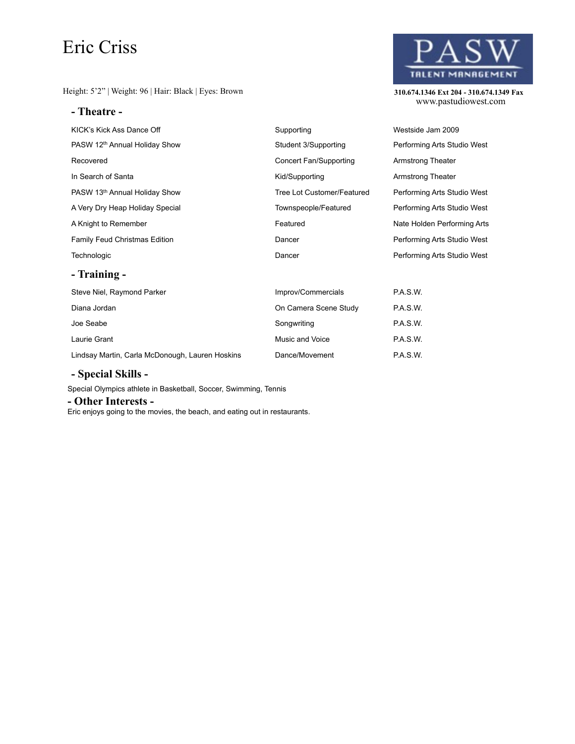# Eric Criss

**PASW TALENT MANAGEMENT**

**310.674.1346 Ext 204 - 310.674.1349 Fax**
www.pastudiowest.com

Height: 5'2" | Weight: 96 | Hair: Black | Eyes: Brown

## - Theatre -

| | | |
|---|---|---|
| KICK's Kick Ass Dance Off | Supporting | Westside Jam 2009 |
| PASW 12th Annual Holiday Show | Student 3/Supporting | Performing Arts Studio West |
| Recovered | Concert Fan/Supporting | Armstrong Theater |
| In Search of Santa | Kid/Supporting | Armstrong Theater |
| PASW 13th Annual Holiday Show | Tree Lot Customer/Featured | Performing Arts Studio West |
| A Very Dry Heap Holiday Special | Townspeople/Featured | Performing Arts Studio West |
| A Knight to Remember | Featured | Nate Holden Performing Arts |
| Family Feud Christmas Edition | Dancer | Performing Arts Studio West |
| Technologic | Dancer | Performing Arts Studio West |

## - Training -

| | | |
|---|---|---|
| Steve Niel, Raymond Parker | Improv/Commercials | P.A.S.W. |
| Diana Jordan | On Camera Scene Study | P.A.S.W. |
| Joe Seabe | Songwriting | P.A.S.W. |
| Laurie Grant | Music and Voice | P.A.S.W. |
| Lindsay Martin, Carla McDonough, Lauren Hoskins | Dance/Movement | P.A.S.W. |

## - Special Skills -

Special Olympics athlete in Basketball, Soccer, Swimming, Tennis

## - Other Interests -

Eric enjoys going to the movies, the beach, and eating out in restaurants.